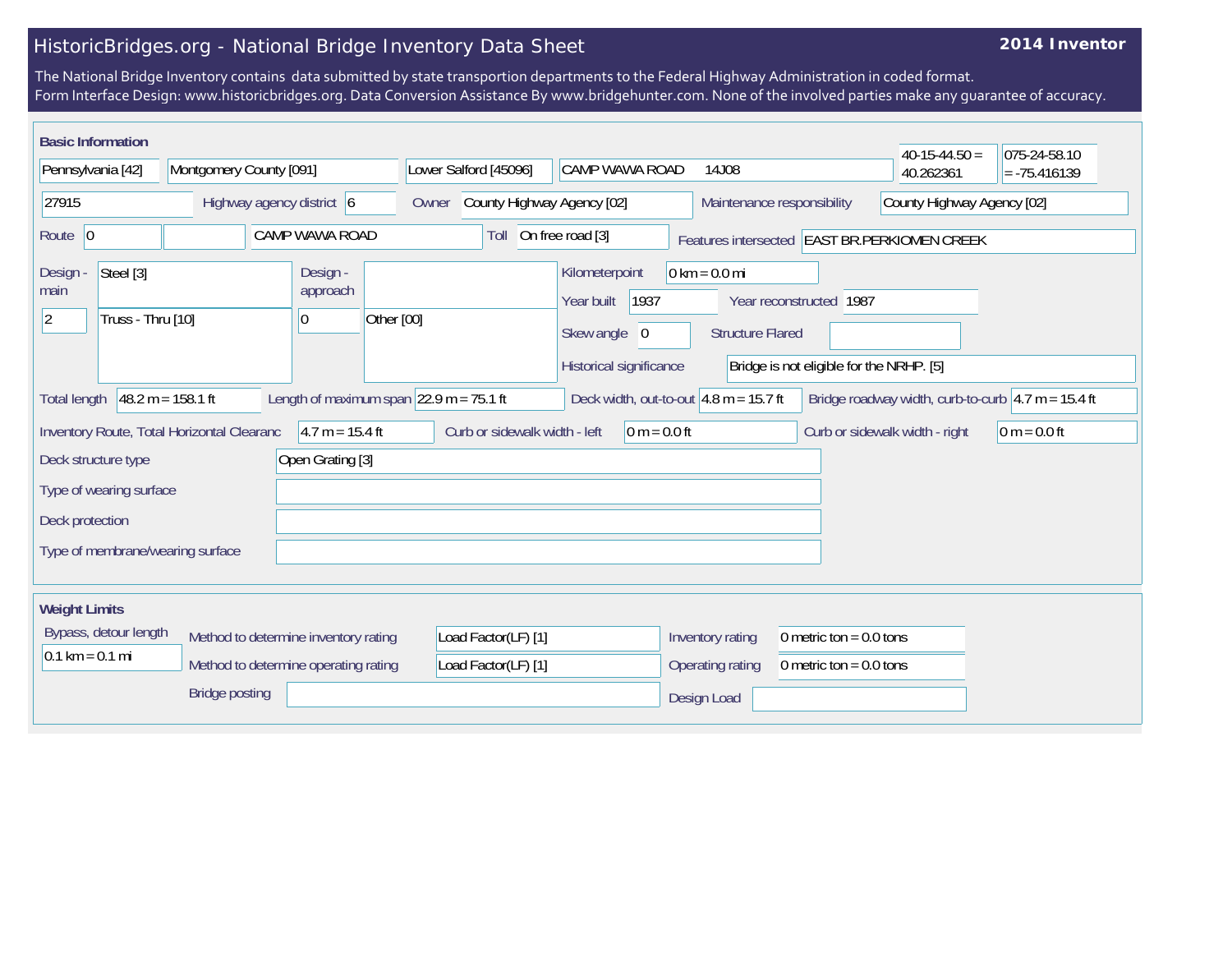# HistoricBridges.org - National Bridge Inventory Data Sheet

**2014 Inventor**

The National Bridge Inventory contains data submitted by state transportion departments to the Federal Highway Administration in coded format.
Form Interface Design: www.historicbridges.org. Data Conversion Assistance By www.bridgehunter.com. None of the involved parties make any guarantee of accuracy.

## Basic Information

| | |
|---|---|
| State | Pennsylvania [42] |
| County | Montgomery County [091] |
| Place | Lower Salford [45096] |
| Facility | CAMP WAWA ROAD 14J08 |
| Latitude | 40-15-44.50 = 40.262361 |
| Longitude | 075-24-58.10 = -75.416139 |
| Structure number | 27915 |
| Highway agency district | 6 |
| Owner | County Highway Agency [02] |
| Maintenance responsibility | County Highway Agency [02] |
| Route | 0 |
| Route name | CAMP WAWA ROAD |
| Toll | On free road [3] |
| Features intersected | EAST BR.PERKIOMEN CREEK |
| Design - main | Steel [3] |
| | 2 Truss - Thru [10] |
| Design - approach | 0 Other [00] |
| Kilometerpoint | 0 km = 0.0 mi |
| Year built | 1937 |
| Year reconstructed | 1987 |
| Skew angle | 0 |
| Structure Flared | |
| Historical significance | Bridge is not eligible for the NRHP. [5] |
| Total length | 48.2 m = 158.1 ft |
| Length of maximum span | 22.9 m = 75.1 ft |
| Deck width, out-to-out | 4.8 m = 15.7 ft |
| Bridge roadway width, curb-to-curb | 4.7 m = 15.4 ft |
| Inventory Route, Total Horizontal Clearanc | 4.7 m = 15.4 ft |
| Curb or sidewalk width - left | 0 m = 0.0 ft |
| Curb or sidewalk width - right | 0 m = 0.0 ft |
| Deck structure type | Open Grating [3] |
| Type of wearing surface | |
| Deck protection | |
| Type of membrane/wearing surface | |

## Weight Limits

| | |
|---|---|
| Bypass, detour length | 0.1 km = 0.1 mi |
| Method to determine inventory rating | Load Factor(LF) [1] |
| Method to determine operating rating | Load Factor(LF) [1] |
| Inventory rating | 0 metric ton = 0.0 tons |
| Operating rating | 0 metric ton = 0.0 tons |
| Bridge posting | |
| Design Load | |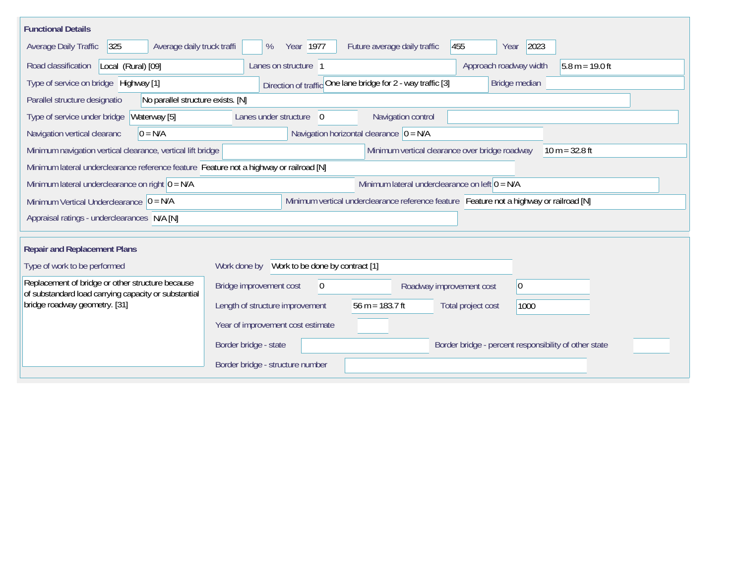## Functional Details

| Field | Value |
|---|---|
| Average Daily Traffic | 325 |
| Average daily truck traffi | % |
| Year | 1977 |
| Future average daily traffic | 455 |
| Year | 2023 |
| Road classification | Local (Rural) [09] |
| Lanes on structure | 1 |
| Approach roadway width | 5.8 m = 19.0 ft |
| Type of service on bridge | Highway [1] |
| Direction of traffic | One lane bridge for 2 - way traffic [3] |
| Bridge median | |
| Parallel structure designatio | No parallel structure exists. [N] |
| Type of service under bridge | Waterway [5] |
| Lanes under structure | 0 |
| Navigation control | |
| Navigation vertical clearanc | 0 = N/A |
| Navigation horizontal clearance | 0 = N/A |
| Minimum navigation vertical clearance, vertical lift bridge | |
| Minimum vertical clearance over bridge roadway | 10 m = 32.8 ft |
| Minimum lateral underclearance reference feature | Feature not a highway or railroad [N] |
| Minimum lateral underclearance on right | 0 = N/A |
| Minimum lateral underclearance on left | 0 = N/A |
| Minimum Vertical Underclearance | 0 = N/A |
| Minimum vertical underclearance reference feature | Feature not a highway or railroad [N] |
| Appraisal ratings - underclearances | N/A [N] |

## Repair and Replacement Plans

**Type of work to be performed**

Replacement of bridge or other structure because of substandard load carrying capacity or substantial bridge roadway geometry. [31]

| Field | Value |
|---|---|
| Work done by | Work to be done by contract [1] |
| Bridge improvement cost | 0 |
| Roadway improvement cost | 0 |
| Length of structure improvement | 56 m = 183.7 ft |
| Total project cost | 1000 |
| Year of improvement cost estimate | |
| Border bridge - state | |
| Border bridge - percent responsibility of other state | |
| Border bridge - structure number | |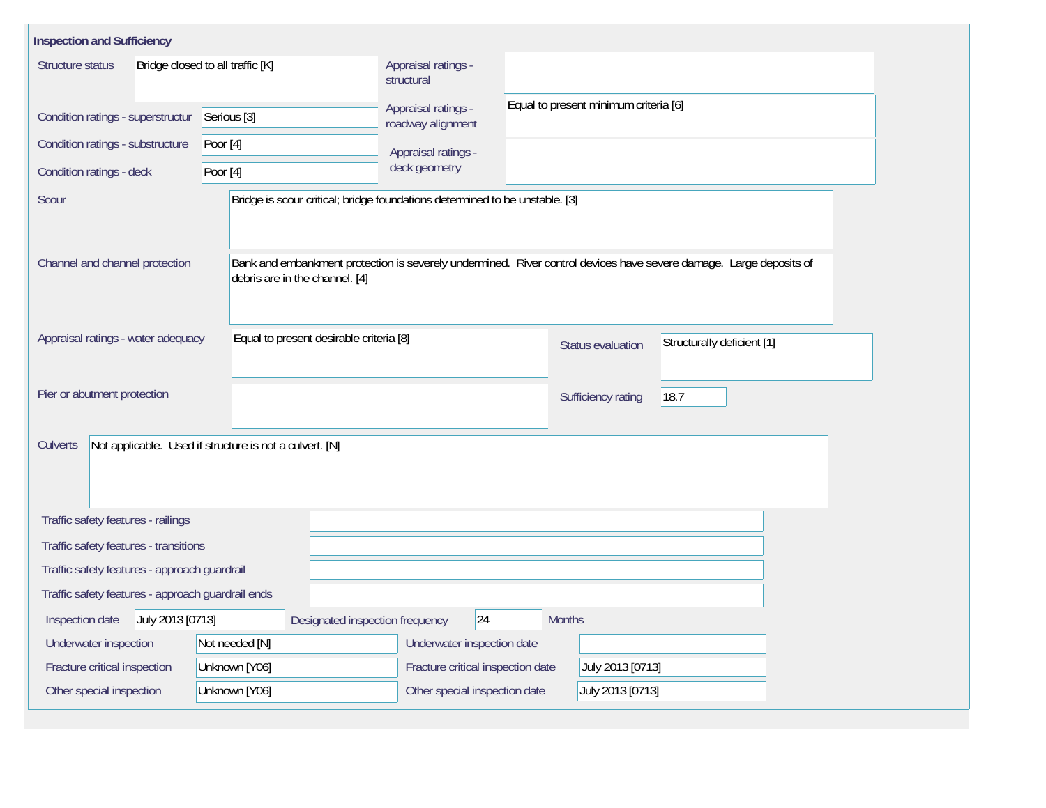## Inspection and Sufficiency

| Field | Value |
|---|---|
| Structure status | Bridge closed to all traffic [K] |
| Condition ratings - superstructur | Serious [3] |
| Condition ratings - substructure | Poor [4] |
| Condition ratings - deck | Poor [4] |
| Appraisal ratings - structural | |
| Appraisal ratings - roadway alignment | Equal to present minimum criteria [6] |
| Appraisal ratings - deck geometry | |
| Scour | Bridge is scour critical; bridge foundations determined to be unstable. [3] |
| Channel and channel protection | Bank and embankment protection is severely undermined. River control devices have severe damage. Large deposits of debris are in the channel. [4] |
| Appraisal ratings - water adequacy | Equal to present desirable criteria [8] |
| Status evaluation | Structurally deficient [1] |
| Pier or abutment protection | |
| Sufficiency rating | 18.7 |
| Culverts | Not applicable. Used if structure is not a culvert. [N] |
| Traffic safety features - railings | |
| Traffic safety features - transitions | |
| Traffic safety features - approach guardrail | |
| Traffic safety features - approach guardrail ends | |

| | | | |
|---|---|---|---|
| Inspection date | July 2013 [0713] | Designated inspection frequency | 24 Months |
| Underwater inspection | Not needed [N] | Underwater inspection date | |
| Fracture critical inspection | Unknown [Y06] | Fracture critical inspection date | July 2013 [0713] |
| Other special inspection | Unknown [Y06] | Other special inspection date | July 2013 [0713] |